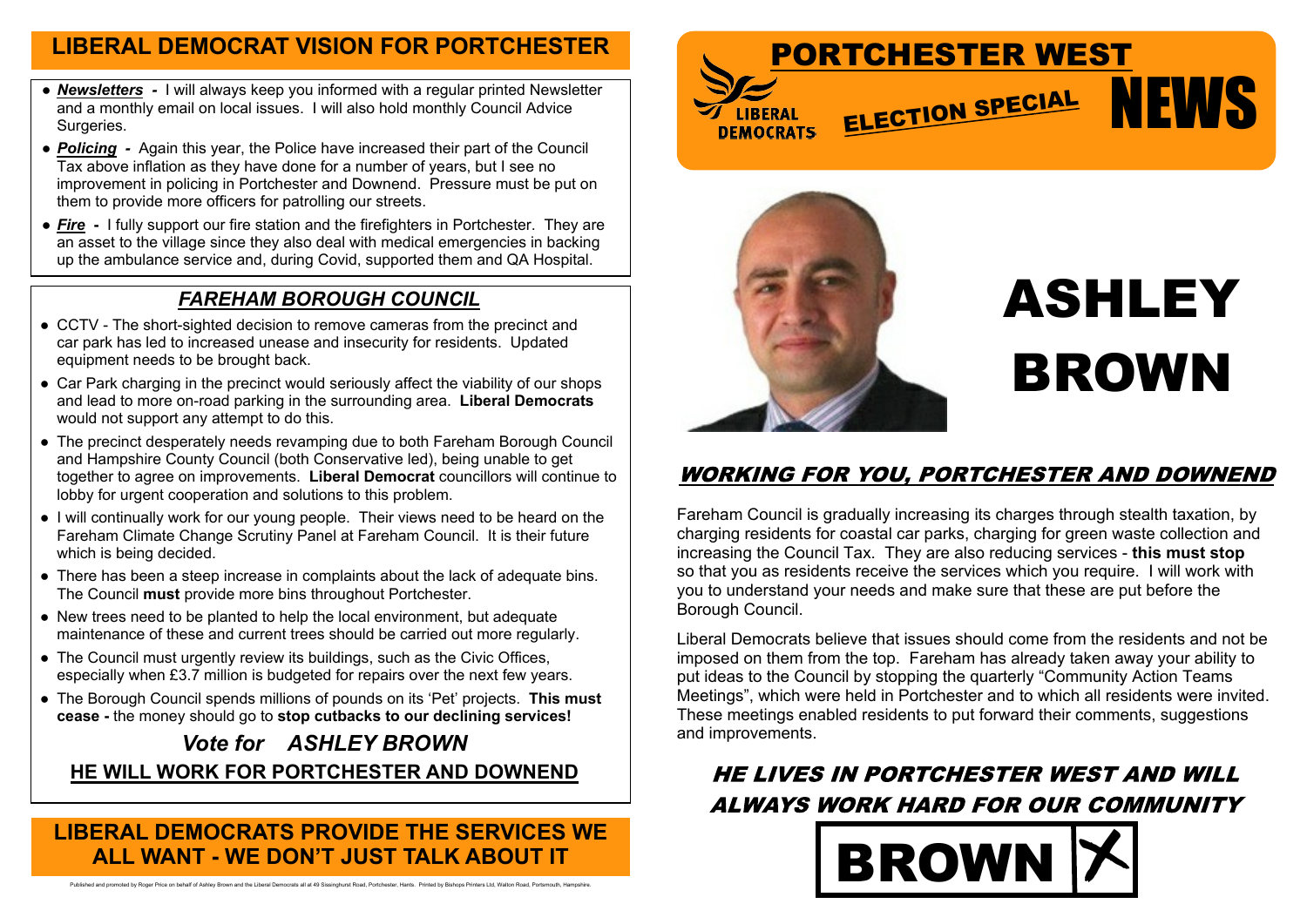## LIBERAL DEMOCRAT VISION FOR PORTCHESTER

- ***Newsletters*** **-** I will always keep you informed with a regular printed Newsletter and a monthly email on local issues. I will also hold monthly Council Advice Surgeries.
- ***Policing*** **-** Again this year, the Police have increased their part of the Council Tax above inflation as they have done for a number of years, but I see no improvement in policing in Portchester and Downend. Pressure must be put on them to provide more officers for patrolling our streets.
- ***Fire*** **-** I fully support our fire station and the firefighters in Portchester. They are an asset to the village since they also deal with medical emergencies in backing up the ambulance service and, during Covid, supported them and QA Hospital.

## *FAREHAM BOROUGH COUNCIL*

- CCTV - The short-sighted decision to remove cameras from the precinct and car park has led to increased unease and insecurity for residents. Updated equipment needs to be brought back.
- Car Park charging in the precinct would seriously affect the viability of our shops and lead to more on-road parking in the surrounding area. **Liberal Democrats** would not support any attempt to do this.
- The precinct desperately needs revamping due to both Fareham Borough Council and Hampshire County Council (both Conservative led), being unable to get together to agree on improvements. **Liberal Democrat** councillors will continue to lobby for urgent cooperation and solutions to this problem.
- I will continually work for our young people. Their views need to be heard on the Fareham Climate Change Scrutiny Panel at Fareham Council. It is their future which is being decided.
- There has been a steep increase in complaints about the lack of adequate bins. The Council **must** provide more bins throughout Portchester.
- New trees need to be planted to help the local environment, but adequate maintenance of these and current trees should be carried out more regularly.
- The Council must urgently review its buildings, such as the Civic Offices, especially when £3.7 million is budgeted for repairs over the next few years.
- The Borough Council spends millions of pounds on its 'Pet' projects. **This must cease -** the money should go to **stop cutbacks to our declining services!**

### *Vote for ASHLEY BROWN*

**HE WILL WORK FOR PORTCHESTER AND DOWNEND**

## LIBERAL DEMOCRATS PROVIDE THE SERVICES WE ALL WANT - WE DON'T JUST TALK ABOUT IT

Published and promoted by Roger Price on behalf of Ashley Brown and the Liberal Democrats all at 49 Sissinghurst Road, Portchester, Hants. Printed by Bishops Printers Ltd, Walton Road, Portsmouth, Hampshire.

# PORTCHESTER WEST NEWS

LIBERAL DEMOCRATS

ELECTION SPECIAL

# ASHLEY BROWN

## *WORKING FOR YOU, PORTCHESTER AND DOWNEND*

Fareham Council is gradually increasing its charges through stealth taxation, by charging residents for coastal car parks, charging for green waste collection and increasing the Council Tax. They are also reducing services - **this must stop** so that you as residents receive the services which you require. I will work with you to understand your needs and make sure that these are put before the Borough Council.

Liberal Democrats believe that issues should come from the residents and not be imposed on them from the top. Fareham has already taken away your ability to put ideas to the Council by stopping the quarterly "Community Action Teams Meetings", which were held in Portchester and to which all residents were invited. These meetings enabled residents to put forward their comments, suggestions and improvements.

### *HE LIVES IN PORTCHESTER WEST AND WILL ALWAYS WORK HARD FOR OUR COMMUNITY*

**BROWN ✗**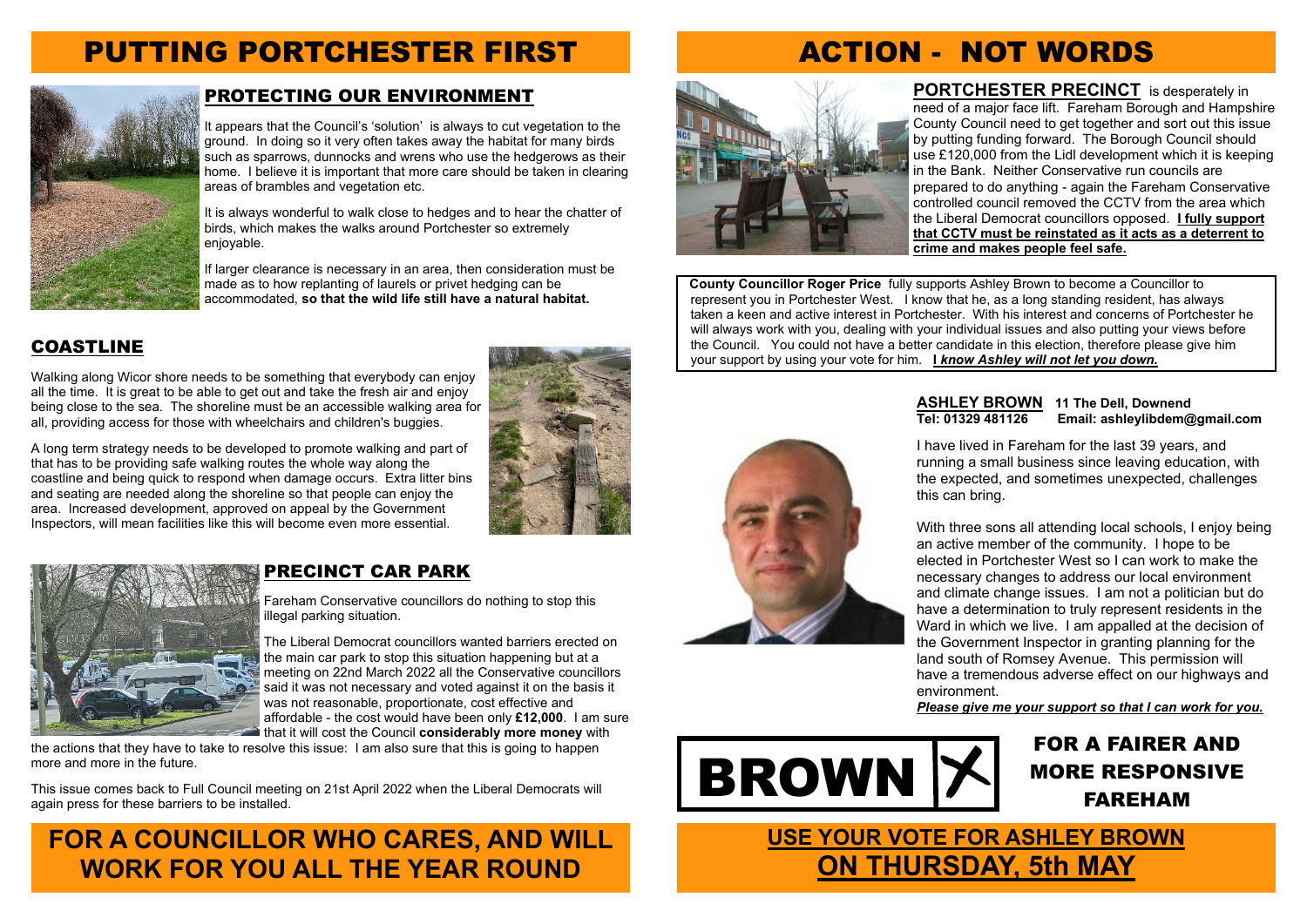# PUTTING PORTCHESTER FIRST

## PROTECTING OUR ENVIRONMENT

It appears that the Council's 'solution' is always to cut vegetation to the ground. In doing so it very often takes away the habitat for many birds such as sparrows, dunnocks and wrens who use the hedgerows as their home. I believe it is important that more care should be taken in clearing areas of brambles and vegetation etc.

It is always wonderful to walk close to hedges and to hear the chatter of birds, which makes the walks around Portchester so extremely enjoyable.

If larger clearance is necessary in an area, then consideration must be made as to how replanting of laurels or privet hedging can be accommodated, **so that the wild life still have a natural habitat.**

## COASTLINE

Walking along Wicor shore needs to be something that everybody can enjoy all the time. It is great to be able to get out and take the fresh air and enjoy being close to the sea. The shoreline must be an accessible walking area for all, providing access for those with wheelchairs and children's buggies.

A long term strategy needs to be developed to promote walking and part of that has to be providing safe walking routes the whole way along the coastline and being quick to respond when damage occurs. Extra litter bins and seating are needed along the shoreline so that people can enjoy the area. Increased development, approved on appeal by the Government Inspectors, will mean facilities like this will become even more essential.

## PRECINCT CAR PARK

Fareham Conservative councillors do nothing to stop this illegal parking situation.

The Liberal Democrat councillors wanted barriers erected on the main car park to stop this situation happening but at a meeting on 22nd March 2022 all the Conservative councillors said it was not necessary and voted against it on the basis it was not reasonable, proportionate, cost effective and affordable - the cost would have been only **£12,000**. I am sure that it will cost the Council **considerably more money** with the actions that they have to take to resolve this issue: I am also sure that this is going to happen more and more in the future.

This issue comes back to Full Council meeting on 21st April 2022 when the Liberal Democrats will again press for these barriers to be installed.

**FOR A COUNCILLOR WHO CARES, AND WILL WORK FOR YOU ALL THE YEAR ROUND**

# ACTION - NOT WORDS

**PORTCHESTER PRECINCT** is desperately in need of a major face lift. Fareham Borough and Hampshire County Council need to get together and sort out this issue by putting funding forward. The Borough Council should use £120,000 from the Lidl development which it is keeping in the Bank. Neither Conservative run councils are prepared to do anything - again the Fareham Conservative controlled council removed the CCTV from the area which the Liberal Democrat councillors opposed. **I fully support that CCTV must be reinstated as it acts as a deterrent to crime and makes people feel safe.**

**County Councillor Roger Price** fully supports Ashley Brown to become a Councillor to represent you in Portchester West. I know that he, as a long standing resident, has always taken a keen and active interest in Portchester. With his interest and concerns of Portchester he will always work with you, dealing with your individual issues and also putting your views before the Council. You could not have a better candidate in this election, therefore please give him your support by using your vote for him. ***I know Ashley will not let you down.***

**ASHLEY BROWN** **11 The Dell, Downend**
**Tel: 01329 481126** **Email: ashleylibdem@gmail.com**

I have lived in Fareham for the last 39 years, and running a small business since leaving education, with the expected, and sometimes unexpected, challenges this can bring.

With three sons all attending local schools, I enjoy being an active member of the community. I hope to be elected in Portchester West so I can work to make the necessary changes to address our local environment and climate change issues. I am not a politician but do have a determination to truly represent residents in the Ward in which we live. I am appalled at the decision of the Government Inspector in granting planning for the land south of Romsey Avenue. This permission will have a tremendous adverse effect on our highways and environment.

***Please give me your support so that I can work for you.***

**BROWN X**

**FOR A FAIRER AND MORE RESPONSIVE FAREHAM**

**USE YOUR VOTE FOR ASHLEY BROWN ON THURSDAY, 5th MAY**